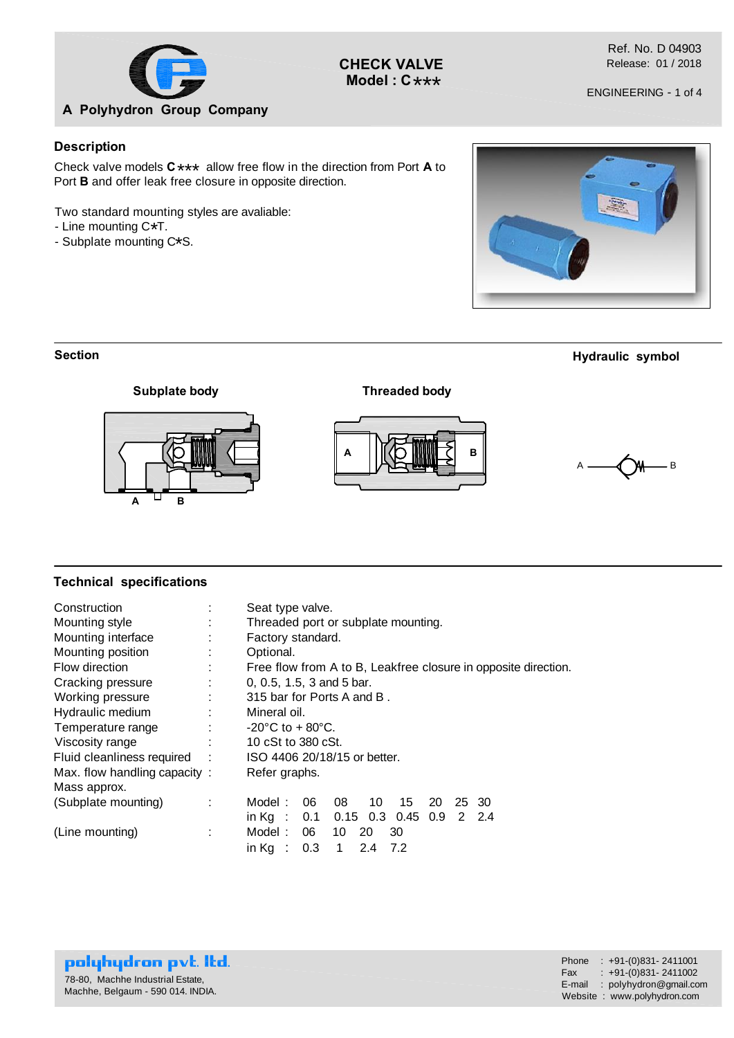A Polyhydron Group Company

# CHECK VALVE
## Model : C***

Ref. No. D 04903
Release: 01 / 2018

ENGINEERING - 1 of 4

### Description

Check valve models **C*** ** allow free flow in the direction from Port **A** to Port **B** and offer leak free closure in opposite direction.

Two standard mounting styles are avaliable:
- Line mounting C*T.
- Subplate mounting C*S.

### Section

**Subplate body**

**Threaded body**

### Hydraulic symbol

### Technical specifications

| | | |
|---|---|---|
| Construction | : | Seat type valve. |
| Mounting style | : | Threaded port or subplate mounting. |
| Mounting interface | : | Factory standard. |
| Mounting position | : | Optional. |
| Flow direction | : | Free flow from A to B, Leakfree closure in opposite direction. |
| Cracking pressure | : | 0, 0.5, 1.5, 3 and 5 bar. |
| Working pressure | : | 315 bar for Ports A and B . |
| Hydraulic medium | : | Mineral oil. |
| Temperature range | : | -20°C to + 80°C. |
| Viscosity range | : | 10 cSt to 380 cSt. |
| Fluid cleanliness required | : | ISO 4406 20/18/15 or better. |
| Max. flow handling capacity | : | Refer graphs. |
| Mass approx. | | |

(Subplate mounting) :

| Model : | 06 | 08 | 10 | 15 | 20 | 25 | 30 |
|---|---|---|---|---|---|---|---|
| in Kg : | 0.1 | 0.15 | 0.3 | 0.45 | 0.9 | 2 | 2.4 |

(Line mounting) :

| Model : | 06 | 10 | 20 | 30 |
|---|---|---|---|---|
| in Kg : | 0.3 | 1 | 2.4 | 7.2 |

**polyhydron pvt. ltd.**
78-80, Machhe Industrial Estate,
Machhe, Belgaum - 590 014. INDIA.

Phone : +91-(0)831- 2411001
Fax : +91-(0)831- 2411002
E-mail : polyhydron@gmail.com
Website : www.polyhydron.com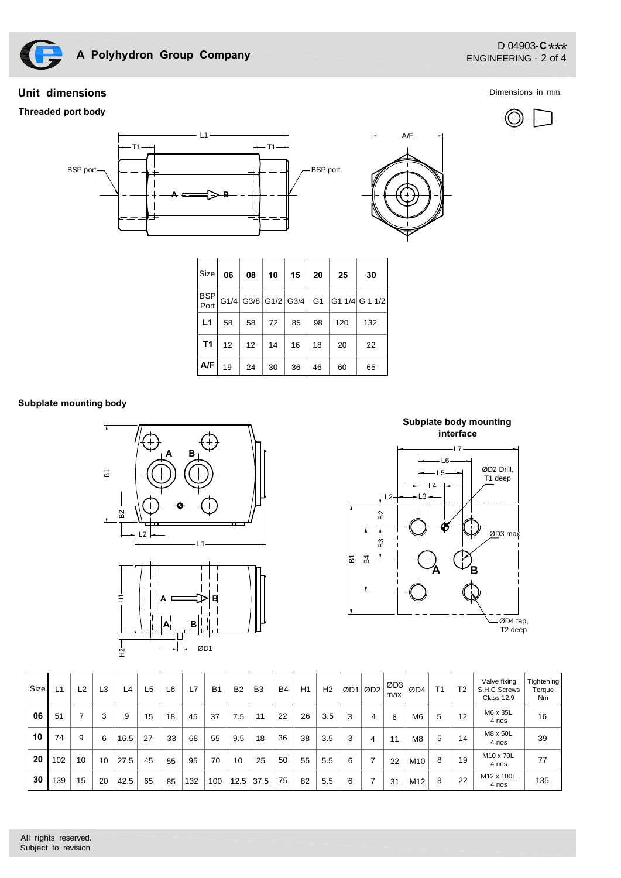## Unit dimensions

Dimensions in mm.

### Threaded port body

| Size | 06 | 08 | 10 | 15 | 20 | 25 | 30 |
|---|---|---|---|---|---|---|---|
| BSP Port | G1/4 | G3/8 | G1/2 | G3/4 | G1 | G1 1/4 | G 1 1/2 |
| L1 | 58 | 58 | 72 | 85 | 98 | 120 | 132 |
| T1 | 12 | 12 | 14 | 16 | 18 | 20 | 22 |
| A/F | 19 | 24 | 30 | 36 | 46 | 60 | 65 |

### Subplate mounting body

Subplate body mounting interface

| Size | L1 | L2 | L3 | L4 | L5 | L6 | L7 | B1 | B2 | B3 | B4 | H1 | H2 | ØD1 | ØD2 | ØD3 max | ØD4 | T1 | T2 | Valve fixing S.H.C Screws Class 12.9 | Tightening Torque Nm |
|---|---|---|---|---|---|---|---|---|---|---|---|---|---|---|---|---|---|---|---|---|---|
| 06 | 51 | 7 | 3 | 9 | 15 | 18 | 45 | 37 | 7.5 | 11 | 22 | 26 | 3.5 | 3 | 4 | 6 | M6 | 5 | 12 | M6 x 35L 4 nos | 16 |
| 10 | 74 | 9 | 6 | 16.5 | 27 | 33 | 68 | 55 | 9.5 | 18 | 36 | 38 | 3.5 | 3 | 4 | 11 | M8 | 5 | 14 | M8 x 50L 4 nos | 39 |
| 20 | 102 | 10 | 10 | 27.5 | 45 | 55 | 95 | 70 | 10 | 25 | 50 | 55 | 5.5 | 6 | 7 | 22 | M10 | 8 | 19 | M10 x 70L 4 nos | 77 |
| 30 | 139 | 15 | 20 | 42.5 | 65 | 85 | 132 | 100 | 12.5 | 37.5 | 75 | 82 | 5.5 | 6 | 7 | 31 | M12 | 8 | 22 | M12 x 100L 4 nos | 135 |

All rights reserved.
Subject to revision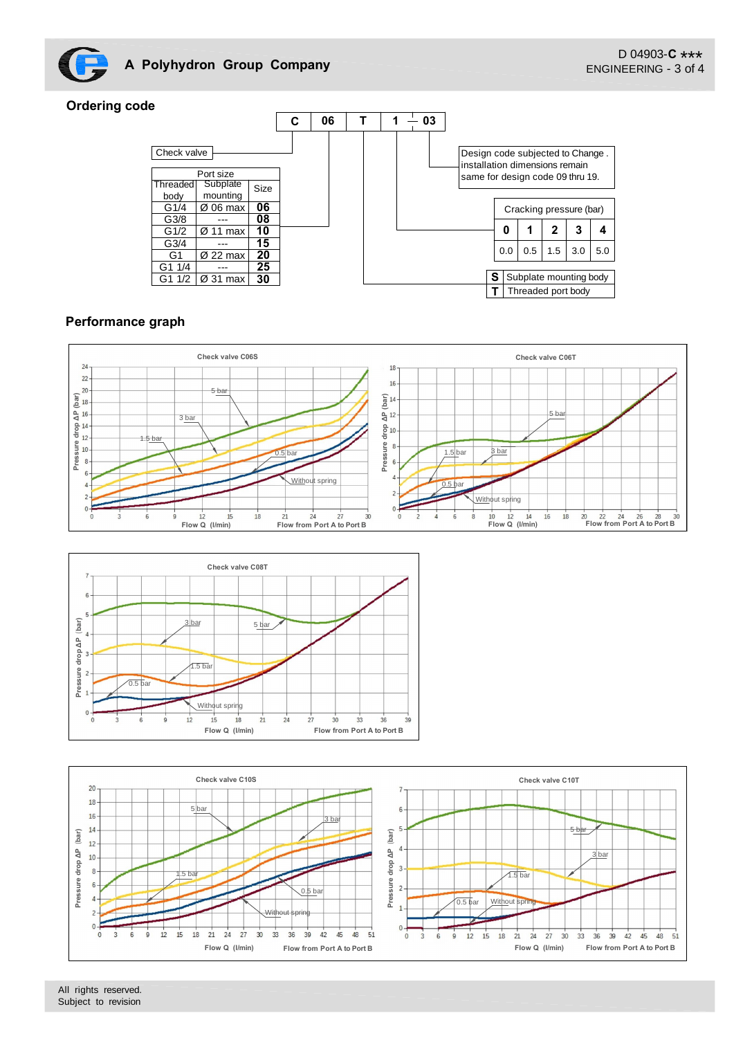## Ordering code

| C | 06 | T | 1 — 03 |
|---|---|---|---|

Check valve

| Port size | | |
|---|---|---|
| Threaded body | Subplate mounting | Size |
| G1/4 | Ø 06 max | **06** |
| G3/8 | --- | **08** |
| G1/2 | Ø 11 max | **10** |
| G3/4 | --- | **15** |
| G1 | Ø 22 max | **20** |
| G1 1/4 | --- | **25** |
| G1 1/2 | Ø 31 max | **30** |

Design code subjected to Change . installation dimensions remain same for design code 09 thru 19.

| Cracking pressure (bar) | | | | |
|---|---|---|---|---|
| **0** | **1** | **2** | **3** | **4** |
| 0.0 | 0.5 | 1.5 | 3.0 | 5.0 |

| | |
|---|---|
| **S** | Subplate mounting body |
| **T** | Threaded port body |

## Performance graph

Check valve C06S

Check valve C06T

Check valve C08T

Check valve C10S

Check valve C10T

Pressure drop ΔP (bar) — Flow Q (l/min) — Flow from Port A to Port B

Curves: Without spring, 0.5 bar, 1.5 bar, 3 bar, 5 bar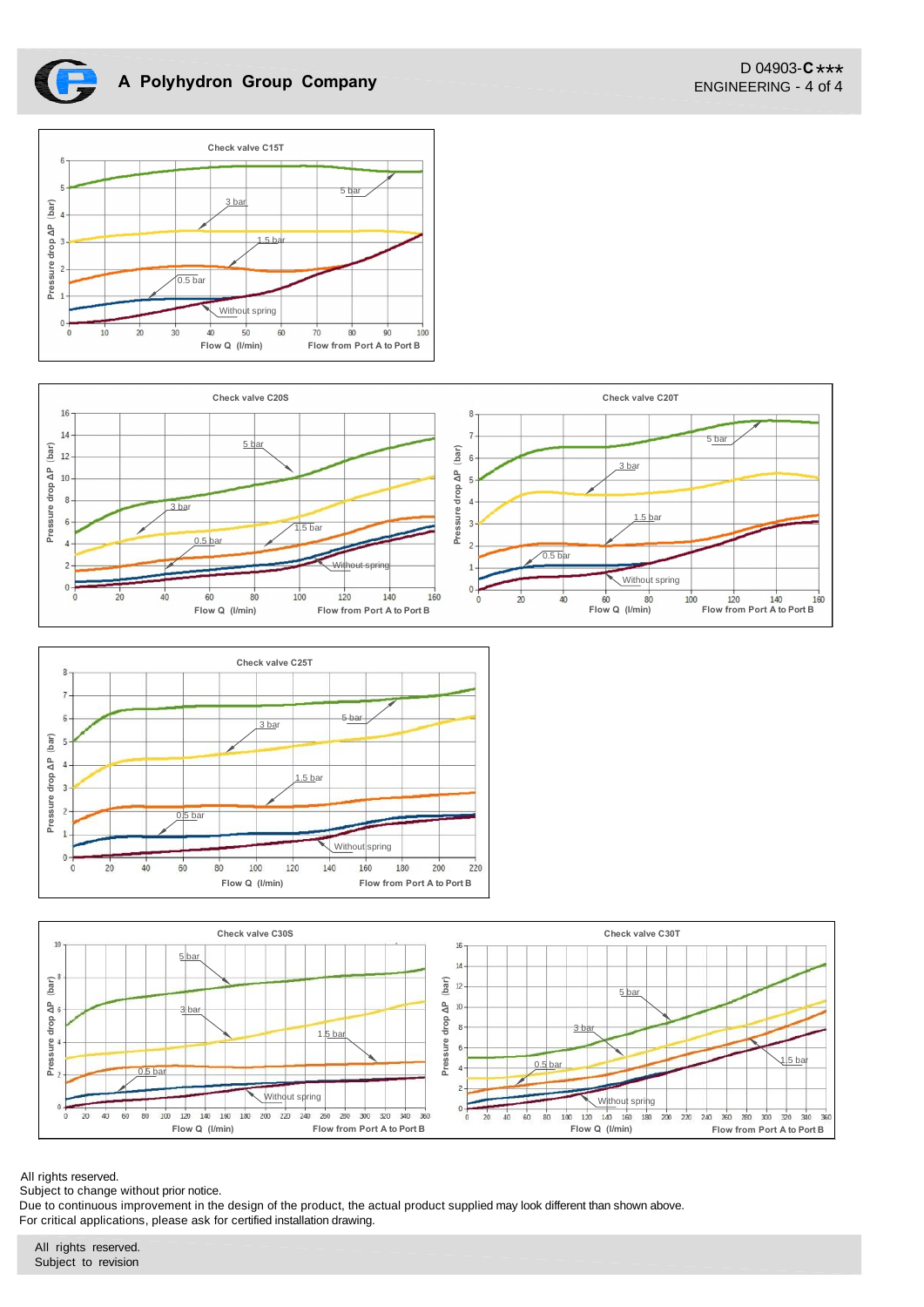Check valve C15T

Pressure drop ΔP (bar)

6
5
4
3
2
1
0

0 10 20 30 40 50 60 70 80 90 100

Flow Q (l/min)

Flow from Port A to Port B

5 bar
3 bar
1.5 bar
0.5 bar
Without spring

Check valve C20S

Pressure drop ΔP (bar)

16
14
12
10
8
6
4
2
0

0 20 40 60 80 100 120 140 160

Flow Q (l/min)

Flow from Port A to Port B

5 bar
3 bar
1.5 bar
0.5 bar
Without spring

Check valve C20T

Pressure drop ΔP (bar)

8
7
6
5
4
3
2
1
0

0 20 40 60 80 100 120 140 160

Flow Q (l/min)

Flow from Port A to Port B

5 bar
3 bar
1.5 bar
0.5 bar
Without spring

Check valve C25T

Pressure drop ΔP (bar)

8
7
6
5
4
3
2
1
0

0 20 40 60 80 100 120 140 160 180 200 220

Flow Q (l/min)

Flow from Port A to Port B

5 bar
3 bar
1.5 bar
0.5 bar
Without spring

Check valve C30S

Pressure drop ΔP (bar)

10
8
6
4
2
0

0 20 40 60 80 100 120 140 160 180 200 220 240 260 280 300 320 340 360

Flow Q (l/min)

Flow from Port A to Port B

5 bar
3 bar
1.5 bar
0.5 bar
Without spring

Check valve C30T

Pressure drop ΔP (bar)

16
14
12
10
8
6
4
2
0

0 20 40 60 80 100 120 140 160 180 200 220 240 260 280 300 320 340 360

Flow Q (l/min)

Flow from Port A to Port B

5 bar
3 bar
1.5 bar
0.5 bar
Without spring

All rights reserved.
Subject to change without prior notice.
Due to continuous improvement in the design of the product, the actual product supplied may look different than shown above.
For critical applications, please ask for certified installation drawing.